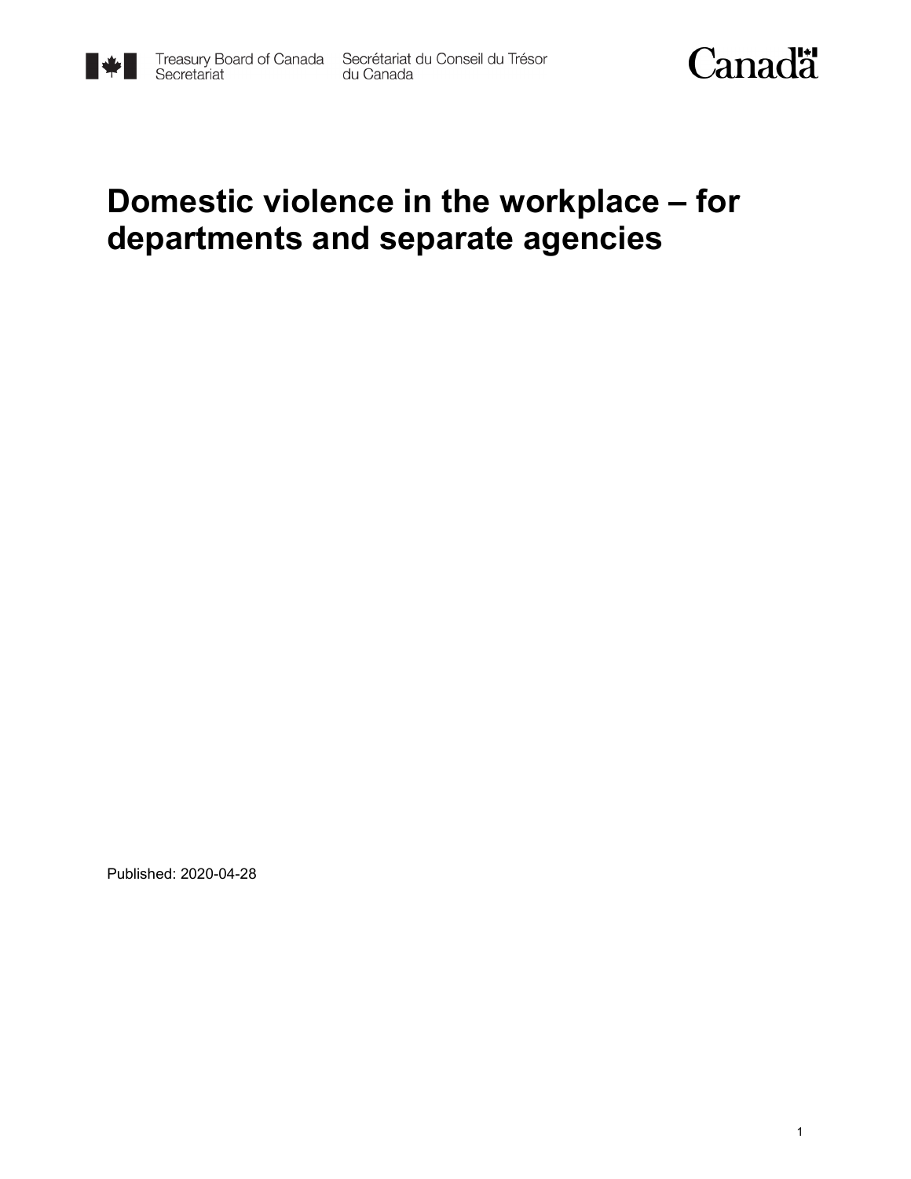Treasury Board of Canada Secretariat — Secrétariat du Conseil du Trésor du Canada

Canada

# Domestic violence in the workplace – for departments and separate agencies

Published: 2020-04-28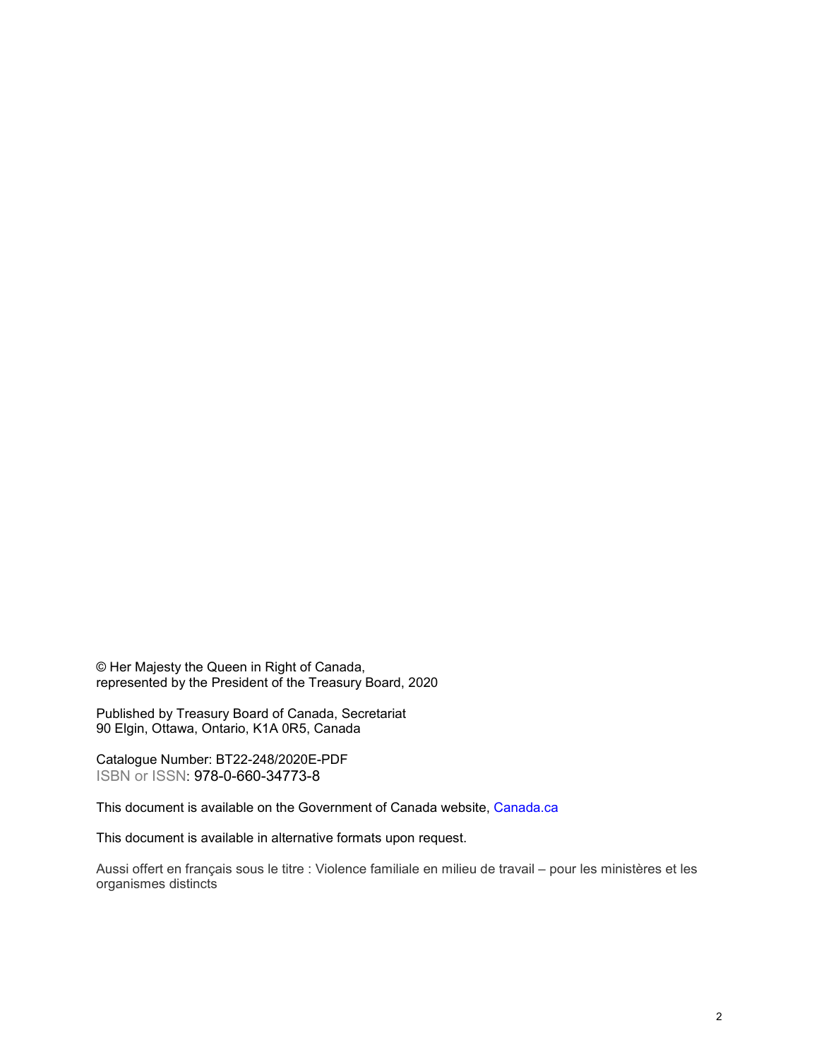© Her Majesty the Queen in Right of Canada,
represented by the President of the Treasury Board, 2020

Published by Treasury Board of Canada, Secretariat
90 Elgin, Ottawa, Ontario, K1A 0R5, Canada

Catalogue Number: BT22-248/2020E-PDF
ISBN or ISSN: 978-0-660-34773-8

This document is available on the Government of Canada website, Canada.ca

This document is available in alternative formats upon request.

Aussi offert en français sous le titre : Violence familiale en milieu de travail – pour les ministères et les organismes distincts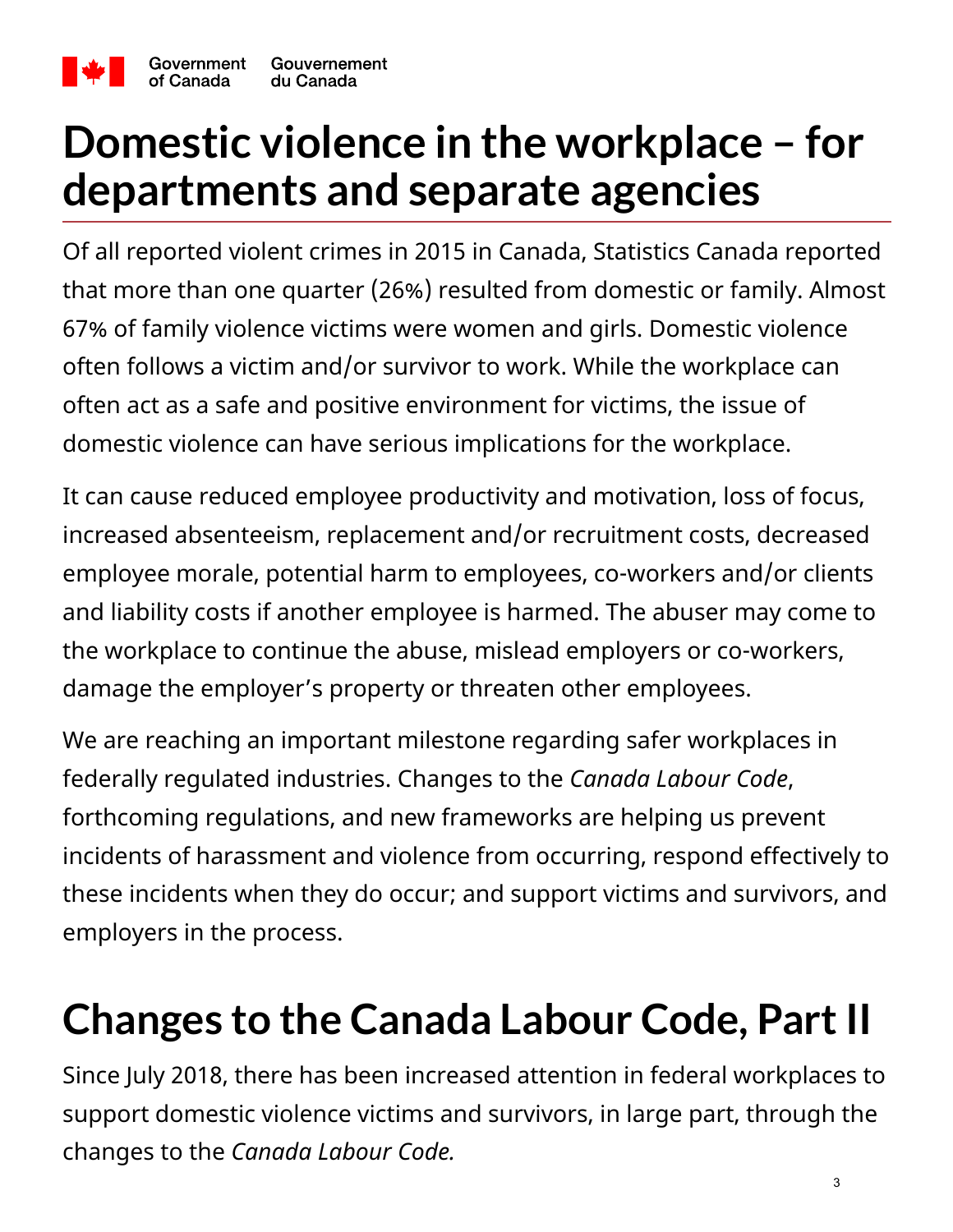Government of Canada Gouvernement du Canada

# Domestic violence in the workplace – for departments and separate agencies

Of all reported violent crimes in 2015 in Canada, Statistics Canada reported that more than one quarter (26%) resulted from domestic or family. Almost 67% of family violence victims were women and girls. Domestic violence often follows a victim and/or survivor to work. While the workplace can often act as a safe and positive environment for victims, the issue of domestic violence can have serious implications for the workplace.

It can cause reduced employee productivity and motivation, loss of focus, increased absenteeism, replacement and/or recruitment costs, decreased employee morale, potential harm to employees, co-workers and/or clients and liability costs if another employee is harmed. The abuser may come to the workplace to continue the abuse, mislead employers or co-workers, damage the employer's property or threaten other employees.

We are reaching an important milestone regarding safer workplaces in federally regulated industries. Changes to the *Canada Labour Code*, forthcoming regulations, and new frameworks are helping us prevent incidents of harassment and violence from occurring, respond effectively to these incidents when they do occur; and support victims and survivors, and employers in the process.

# Changes to the Canada Labour Code, Part II

Since July 2018, there has been increased attention in federal workplaces to support domestic violence victims and survivors, in large part, through the changes to the *Canada Labour Code.*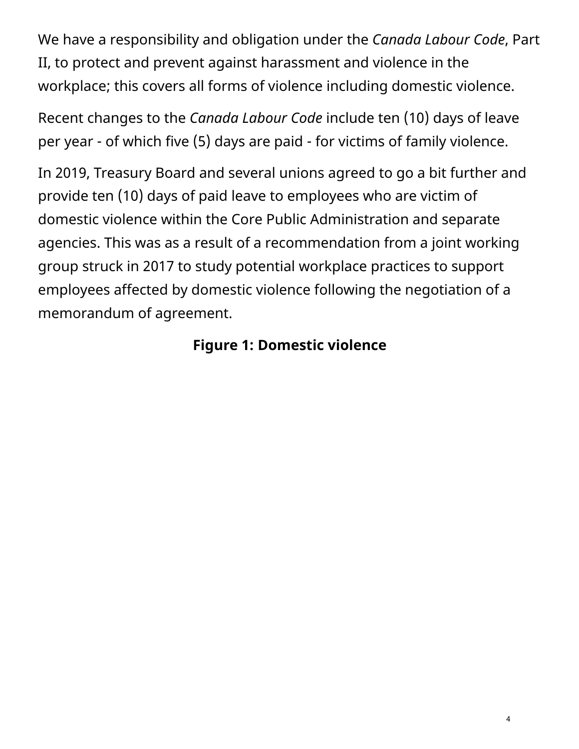We have a responsibility and obligation under the *Canada Labour Code*, Part II, to protect and prevent against harassment and violence in the workplace; this covers all forms of violence including domestic violence.

Recent changes to the *Canada Labour Code* include ten (10) days of leave per year - of which five (5) days are paid - for victims of family violence.

In 2019, Treasury Board and several unions agreed to go a bit further and provide ten (10) days of paid leave to employees who are victim of domestic violence within the Core Public Administration and separate agencies. This was as a result of a recommendation from a joint working group struck in 2017 to study potential workplace practices to support employees affected by domestic violence following the negotiation of a memorandum of agreement.

**Figure 1: Domestic violence**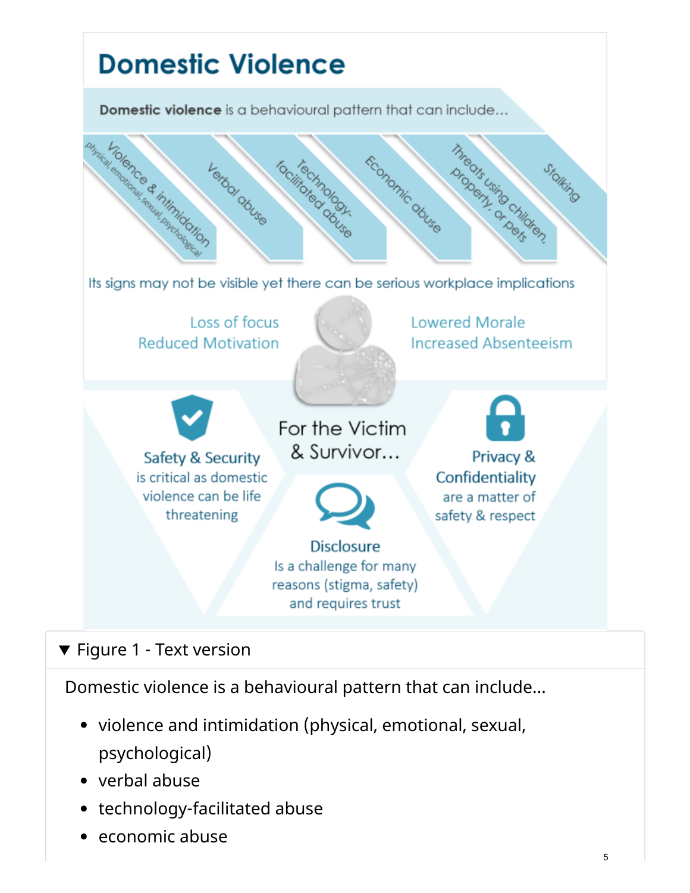# Domestic Violence

**Domestic violence** is a behavioural pattern that can include...

- Violence & intimidation (physical, emotional, sexual, psychological)
- Verbal abuse
- Technology-facilitated abuse
- Economic abuse
- Threats using children, property, or pets
- Stalking

Its signs may not be visible yet there can be serious workplace implications

Loss of focus
Reduced Motivation

Lowered Morale
Increased Absenteeism

For the Victim & Survivor...

**Safety & Security** is critical as domestic violence can be life threatening

**Privacy & Confidentiality** are a matter of safety & respect

**Disclosure** Is a challenge for many reasons (stigma, safety) and requires trust

▼ Figure 1 - Text version

Domestic violence is a behavioural pattern that can include...

- violence and intimidation (physical, emotional, sexual, psychological)
- verbal abuse
- technology-facilitated abuse
- economic abuse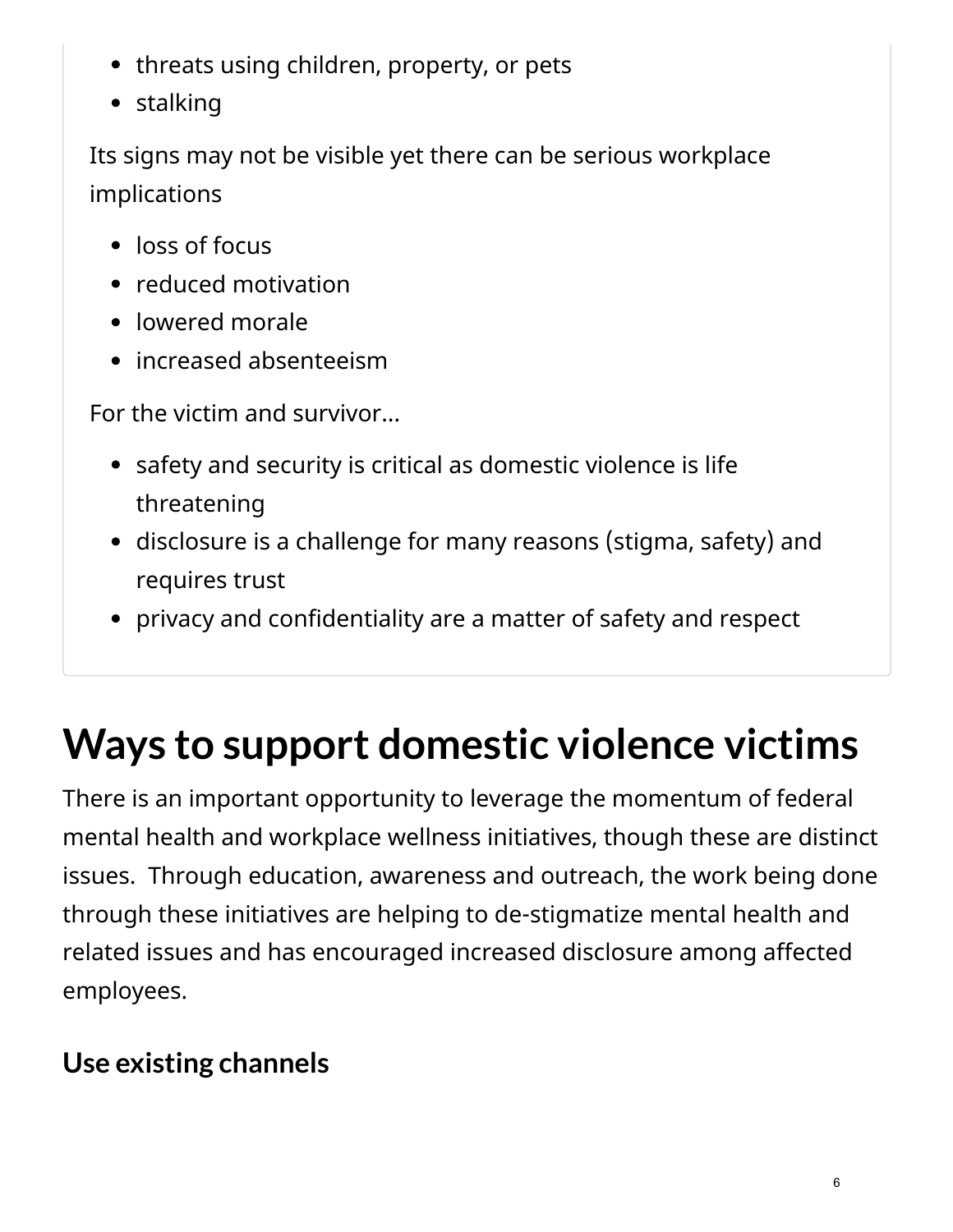- threats using children, property, or pets
- stalking

Its signs may not be visible yet there can be serious workplace implications

- loss of focus
- reduced motivation
- lowered morale
- increased absenteeism

For the victim and survivor...

- safety and security is critical as domestic violence is life threatening
- disclosure is a challenge for many reasons (stigma, safety) and requires trust
- privacy and confidentiality are a matter of safety and respect

# Ways to support domestic violence victims

There is an important opportunity to leverage the momentum of federal mental health and workplace wellness initiatives, though these are distinct issues. Through education, awareness and outreach, the work being done through these initiatives are helping to de-stigmatize mental health and related issues and has encouraged increased disclosure among affected employees.

### Use existing channels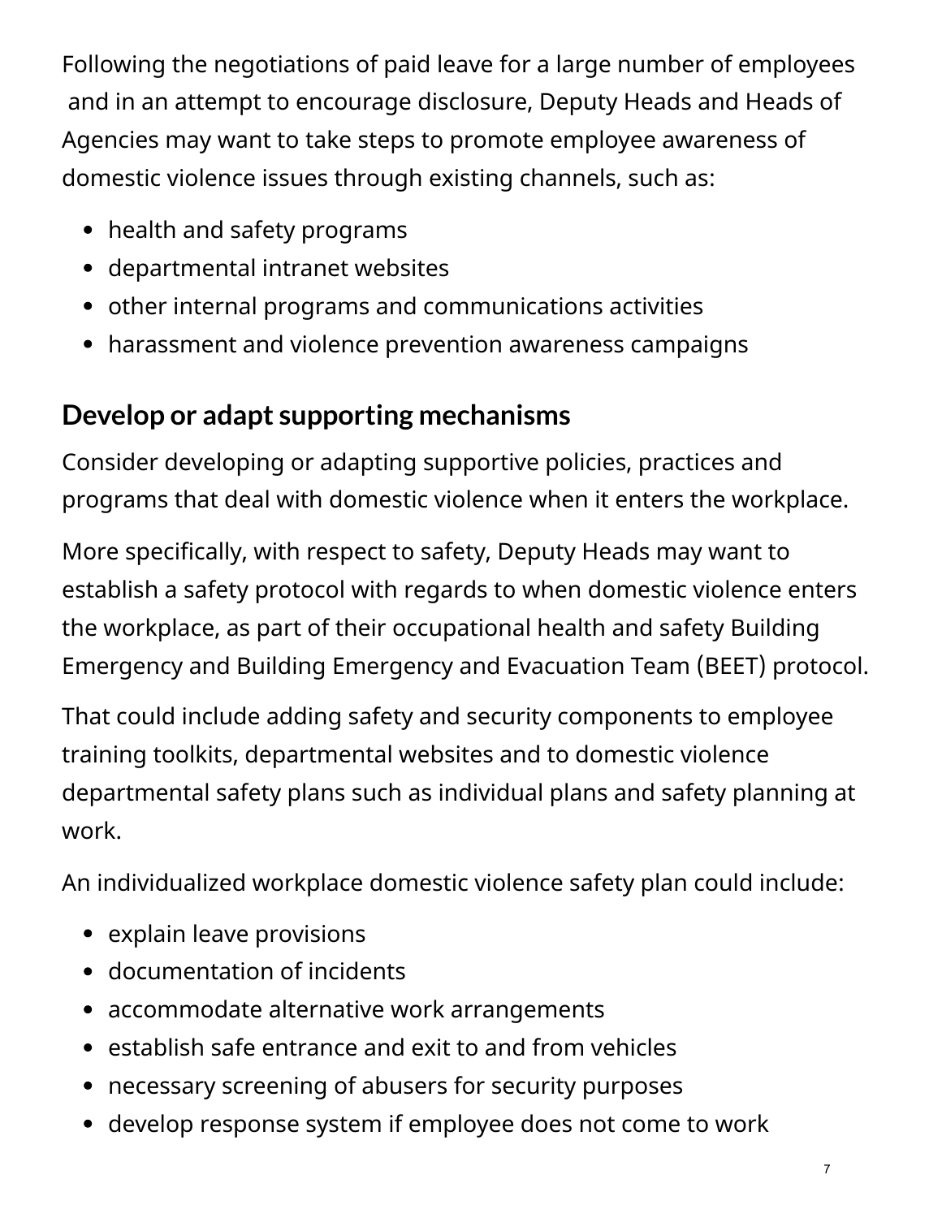Following the negotiations of paid leave for a large number of employees and in an attempt to encourage disclosure, Deputy Heads and Heads of Agencies may want to take steps to promote employee awareness of domestic violence issues through existing channels, such as:

- health and safety programs
- departmental intranet websites
- other internal programs and communications activities
- harassment and violence prevention awareness campaigns

## Develop or adapt supporting mechanisms

Consider developing or adapting supportive policies, practices and programs that deal with domestic violence when it enters the workplace.

More specifically, with respect to safety, Deputy Heads may want to establish a safety protocol with regards to when domestic violence enters the workplace, as part of their occupational health and safety Building Emergency and Building Emergency and Evacuation Team (BEET) protocol.

That could include adding safety and security components to employee training toolkits, departmental websites and to domestic violence departmental safety plans such as individual plans and safety planning at work.

An individualized workplace domestic violence safety plan could include:

- explain leave provisions
- documentation of incidents
- accommodate alternative work arrangements
- establish safe entrance and exit to and from vehicles
- necessary screening of abusers for security purposes
- develop response system if employee does not come to work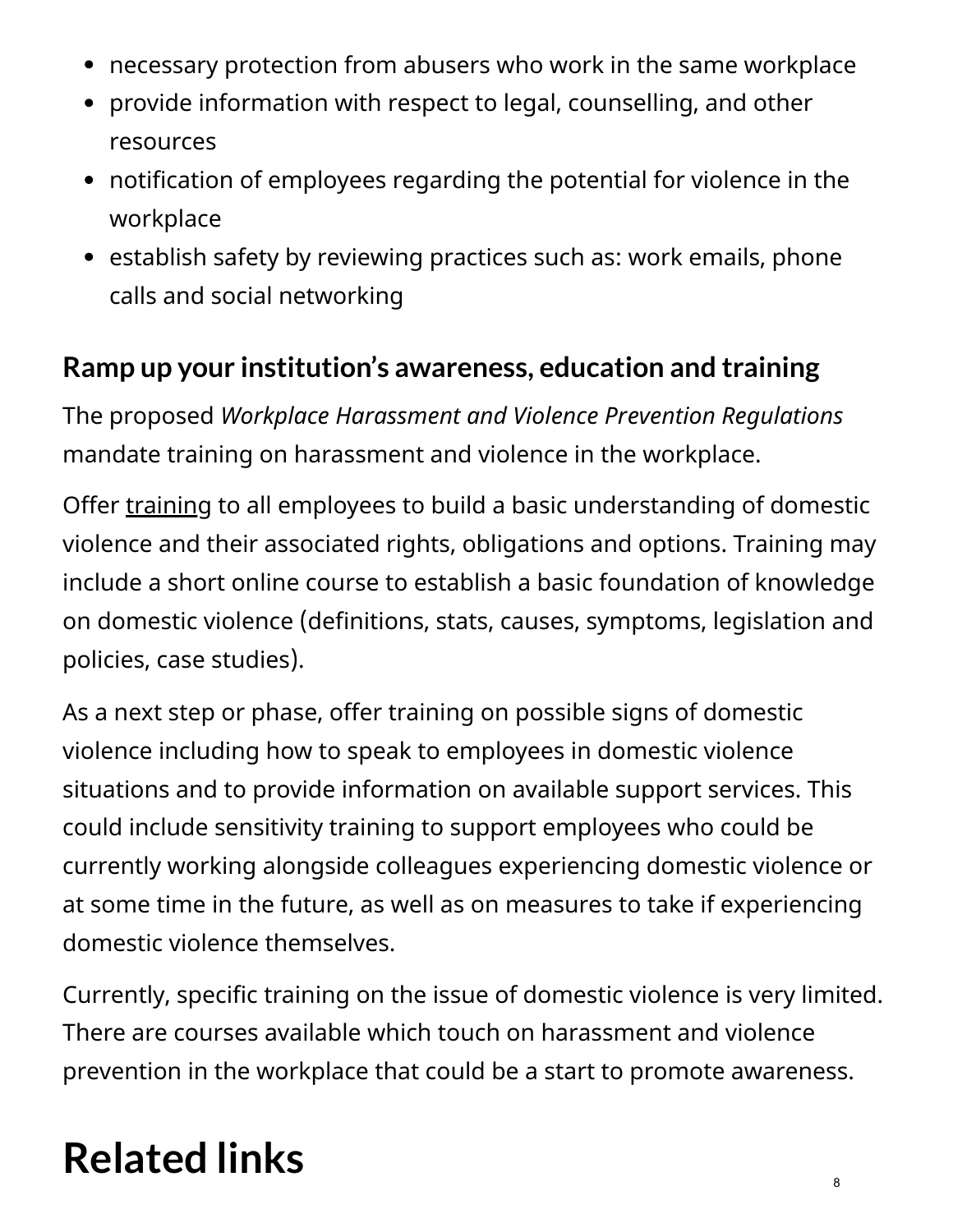- necessary protection from abusers who work in the same workplace
- provide information with respect to legal, counselling, and other resources
- notification of employees regarding the potential for violence in the workplace
- establish safety by reviewing practices such as: work emails, phone calls and social networking

### Ramp up your institution's awareness, education and training

The proposed *Workplace Harassment and Violence Prevention Regulations* mandate training on harassment and violence in the workplace.

Offer training to all employees to build a basic understanding of domestic violence and their associated rights, obligations and options. Training may include a short online course to establish a basic foundation of knowledge on domestic violence (definitions, stats, causes, symptoms, legislation and policies, case studies).

As a next step or phase, offer training on possible signs of domestic violence including how to speak to employees in domestic violence situations and to provide information on available support services. This could include sensitivity training to support employees who could be currently working alongside colleagues experiencing domestic violence or at some time in the future, as well as on measures to take if experiencing domestic violence themselves.

Currently, specific training on the issue of domestic violence is very limited. There are courses available which touch on harassment and violence prevention in the workplace that could be a start to promote awareness.

## Related links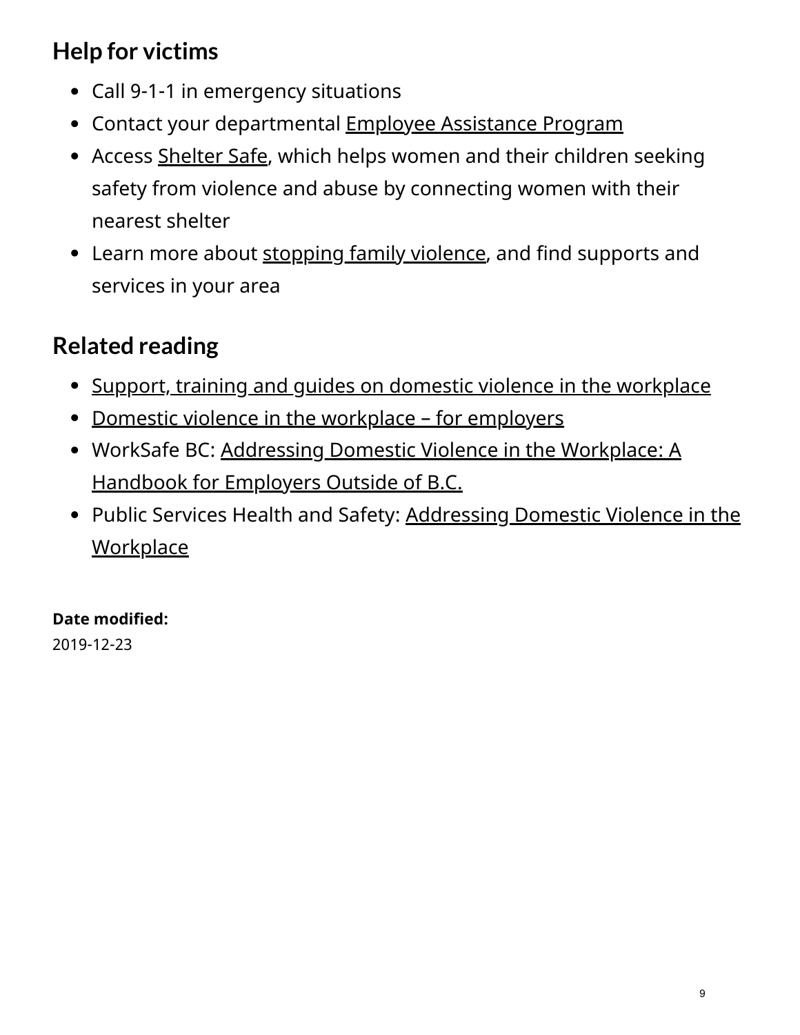## Help for victims

- Call 9-1-1 in emergency situations
- Contact your departmental Employee Assistance Program
- Access Shelter Safe, which helps women and their children seeking safety from violence and abuse by connecting women with their nearest shelter
- Learn more about stopping family violence, and find supports and services in your area

## Related reading

- Support, training and guides on domestic violence in the workplace
- Domestic violence in the workplace – for employers
- WorkSafe BC: Addressing Domestic Violence in the Workplace: A Handbook for Employers Outside of B.C.
- Public Services Health and Safety: Addressing Domestic Violence in the Workplace

**Date modified:**
2019-12-23